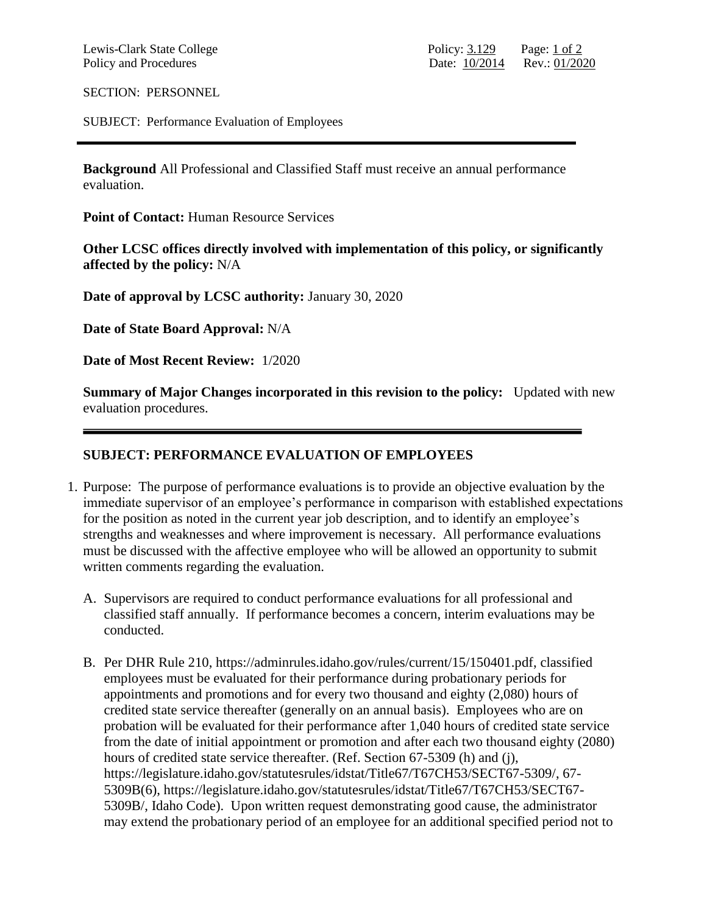Lewis-Clark State College
Policy and Procedures

Policy: 3.129
Date: 10/2014 Rev.: 01/2020

SECTION: PERSONNEL

SUBJECT: Performance Evaluation of Employees

---

**Background** All Professional and Classified Staff must receive an annual performance evaluation.

**Point of Contact:** Human Resource Services

**Other LCSC offices directly involved with implementation of this policy, or significantly affected by the policy:** N/A

**Date of approval by LCSC authority:** January 30, 2020

**Date of State Board Approval:** N/A

**Date of Most Recent Review:** 1/2020

**Summary of Major Changes incorporated in this revision to the policy:** Updated with new evaluation procedures.

---

## SUBJECT: PERFORMANCE EVALUATION OF EMPLOYEES

1. Purpose: The purpose of performance evaluations is to provide an objective evaluation by the immediate supervisor of an employee's performance in comparison with established expectations for the position as noted in the current year job description, and to identify an employee's strengths and weaknesses and where improvement is necessary. All performance evaluations must be discussed with the affective employee who will be allowed an opportunity to submit written comments regarding the evaluation.

   A. Supervisors are required to conduct performance evaluations for all professional and classified staff annually. If performance becomes a concern, interim evaluations may be conducted.

   B. Per DHR Rule 210, https://adminrules.idaho.gov/rules/current/15/150401.pdf, classified employees must be evaluated for their performance during probationary periods for appointments and promotions and for every two thousand and eighty (2,080) hours of credited state service thereafter (generally on an annual basis). Employees who are on probation will be evaluated for their performance after 1,040 hours of credited state service from the date of initial appointment or promotion and after each two thousand eighty (2080) hours of credited state service thereafter. (Ref. Section 67-5309 (h) and (j), https://legislature.idaho.gov/statutesrules/idstat/Title67/T67CH53/SECT67-5309/, 67-5309B(6), https://legislature.idaho.gov/statutesrules/idstat/Title67/T67CH53/SECT67-5309B/, Idaho Code). Upon written request demonstrating good cause, the administrator may extend the probationary period of an employee for an additional specified period not to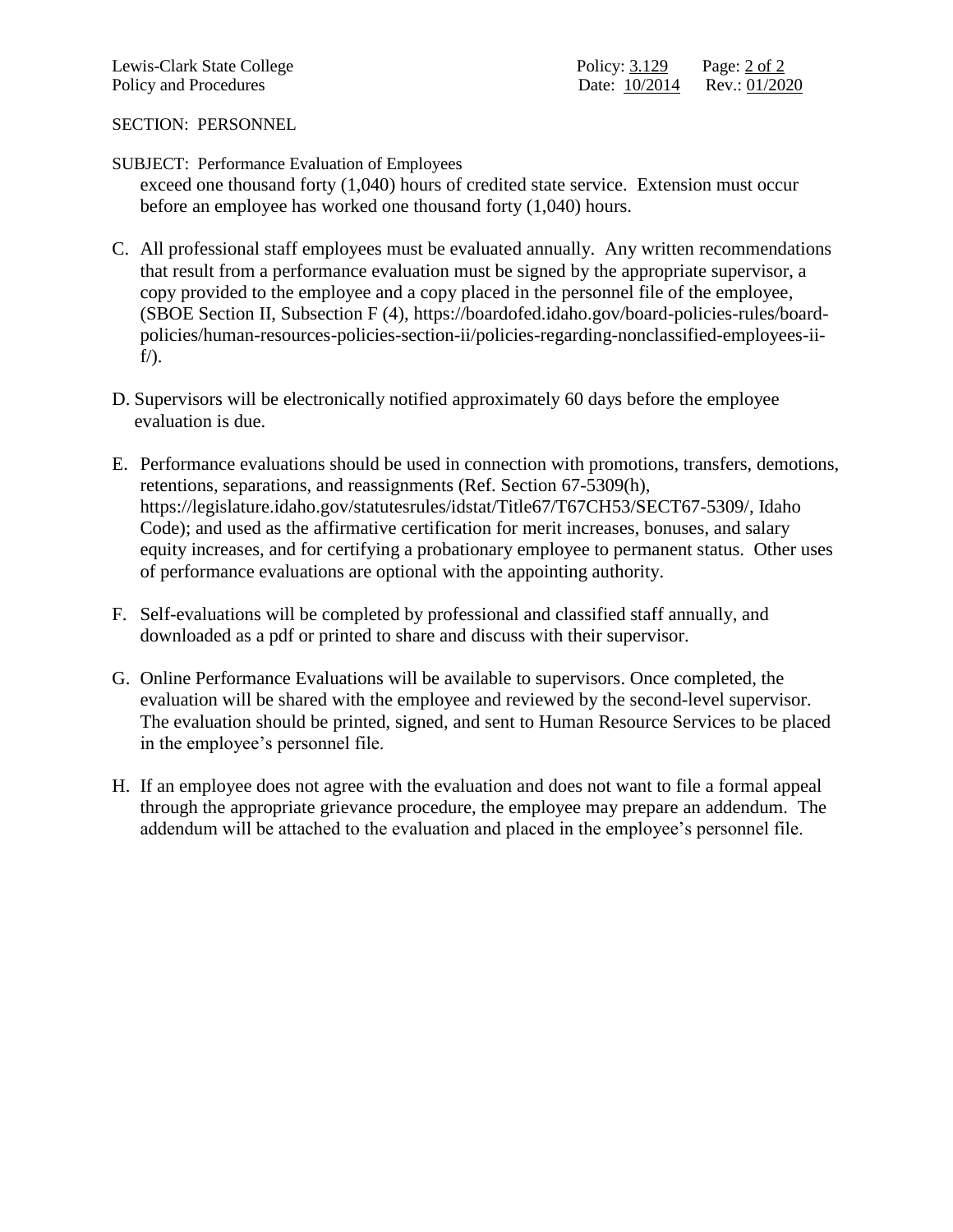exceed one thousand forty (1,040) hours of credited state service. Extension must occur before an employee has worked one thousand forty (1,040) hours.

C. All professional staff employees must be evaluated annually. Any written recommendations that result from a performance evaluation must be signed by the appropriate supervisor, a copy provided to the employee and a copy placed in the personnel file of the employee, (SBOE Section II, Subsection F (4), https://boardofed.idaho.gov/board-policies-rules/board-policies/human-resources-policies-section-ii/policies-regarding-nonclassified-employees-ii-f/).

D. Supervisors will be electronically notified approximately 60 days before the employee evaluation is due.

E. Performance evaluations should be used in connection with promotions, transfers, demotions, retentions, separations, and reassignments (Ref. Section 67-5309(h), https://legislature.idaho.gov/statutesrules/idstat/Title67/T67CH53/SECT67-5309/, Idaho Code); and used as the affirmative certification for merit increases, bonuses, and salary equity increases, and for certifying a probationary employee to permanent status. Other uses of performance evaluations are optional with the appointing authority.

F. Self-evaluations will be completed by professional and classified staff annually, and downloaded as a pdf or printed to share and discuss with their supervisor.

G. Online Performance Evaluations will be available to supervisors. Once completed, the evaluation will be shared with the employee and reviewed by the second-level supervisor. The evaluation should be printed, signed, and sent to Human Resource Services to be placed in the employee's personnel file.

H. If an employee does not agree with the evaluation and does not want to file a formal appeal through the appropriate grievance procedure, the employee may prepare an addendum. The addendum will be attached to the evaluation and placed in the employee's personnel file.